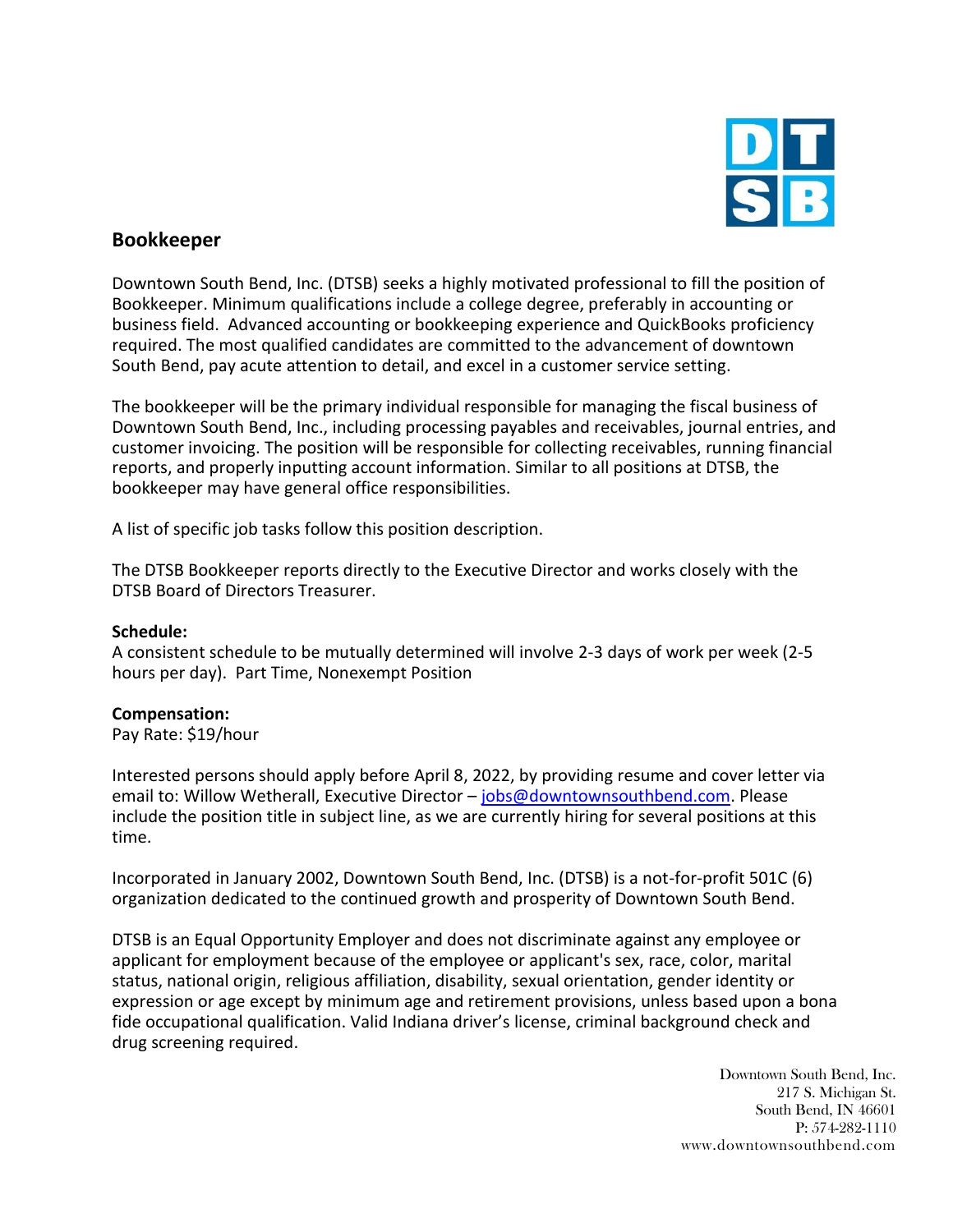# Bookkeeper

Downtown South Bend, Inc. (DTSB) seeks a highly motivated professional to fill the position of Bookkeeper. Minimum qualifications include a college degree, preferably in accounting or business field. Advanced accounting or bookkeeping experience and QuickBooks proficiency required. The most qualified candidates are committed to the advancement of downtown South Bend, pay acute attention to detail, and excel in a customer service setting.

The bookkeeper will be the primary individual responsible for managing the fiscal business of Downtown South Bend, Inc., including processing payables and receivables, journal entries, and customer invoicing. The position will be responsible for collecting receivables, running financial reports, and properly inputting account information. Similar to all positions at DTSB, the bookkeeper may have general office responsibilities.

A list of specific job tasks follow this position description.

The DTSB Bookkeeper reports directly to the Executive Director and works closely with the DTSB Board of Directors Treasurer.

**Schedule:**
A consistent schedule to be mutually determined will involve 2-3 days of work per week (2-5 hours per day). Part Time, Nonexempt Position

**Compensation:**
Pay Rate: $19/hour

Interested persons should apply before April 8, 2022, by providing resume and cover letter via email to: Willow Wetherall, Executive Director – jobs@downtownsouthbend.com. Please include the position title in subject line, as we are currently hiring for several positions at this time.

Incorporated in January 2002, Downtown South Bend, Inc. (DTSB) is a not-for-profit 501C (6) organization dedicated to the continued growth and prosperity of Downtown South Bend.

DTSB is an Equal Opportunity Employer and does not discriminate against any employee or applicant for employment because of the employee or applicant's sex, race, color, marital status, national origin, religious affiliation, disability, sexual orientation, gender identity or expression or age except by minimum age and retirement provisions, unless based upon a bona fide occupational qualification. Valid Indiana driver's license, criminal background check and drug screening required.

Downtown South Bend, Inc.
217 S. Michigan St.
South Bend, IN 46601
P: 574-282-1110
www.downtownsouthbend.com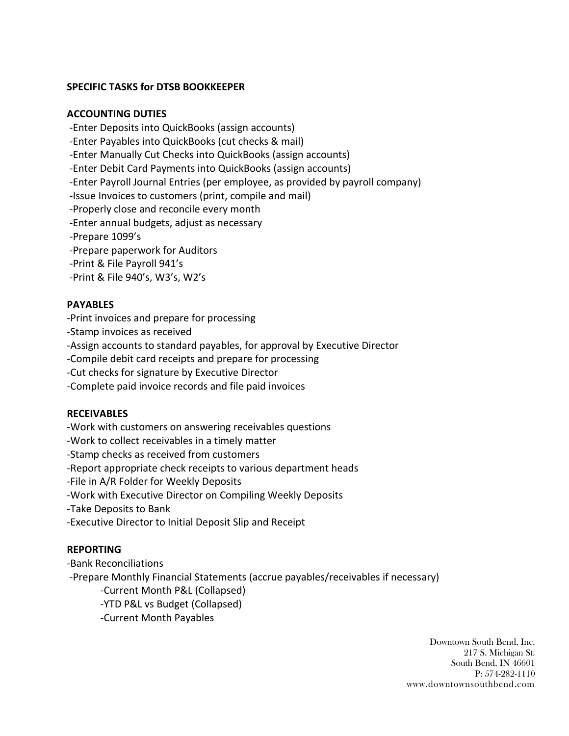**SPECIFIC TASKS for DTSB BOOKKEEPER**

**ACCOUNTING DUTIES**

- -Enter Deposits into QuickBooks (assign accounts)
- -Enter Payables into QuickBooks (cut checks & mail)
- -Enter Manually Cut Checks into QuickBooks (assign accounts)
- -Enter Debit Card Payments into QuickBooks (assign accounts)
- -Enter Payroll Journal Entries (per employee, as provided by payroll company)
- -Issue Invoices to customers (print, compile and mail)
- -Properly close and reconcile every month
- -Enter annual budgets, adjust as necessary
- -Prepare 1099's
- -Prepare paperwork for Auditors
- -Print & File Payroll 941's
- -Print & File 940's, W3's, W2's

**PAYABLES**

- -Print invoices and prepare for processing
- -Stamp invoices as received
- -Assign accounts to standard payables, for approval by Executive Director
- -Compile debit card receipts and prepare for processing
- -Cut checks for signature by Executive Director
- -Complete paid invoice records and file paid invoices

**RECEIVABLES**

- -Work with customers on answering receivables questions
- -Work to collect receivables in a timely matter
- -Stamp checks as received from customers
- -Report appropriate check receipts to various department heads
- -File in A/R Folder for Weekly Deposits
- -Work with Executive Director on Compiling Weekly Deposits
- -Take Deposits to Bank
- -Executive Director to Initial Deposit Slip and Receipt

**REPORTING**

- -Bank Reconciliations
- -Prepare Monthly Financial Statements (accrue payables/receivables if necessary)
  - -Current Month P&L (Collapsed)
  - -YTD P&L vs Budget (Collapsed)
  - -Current Month Payables

Downtown South Bend, Inc.
217 S. Michigan St.
South Bend, IN 46601
P: 574-282-1110
www.downtownsouthbend.com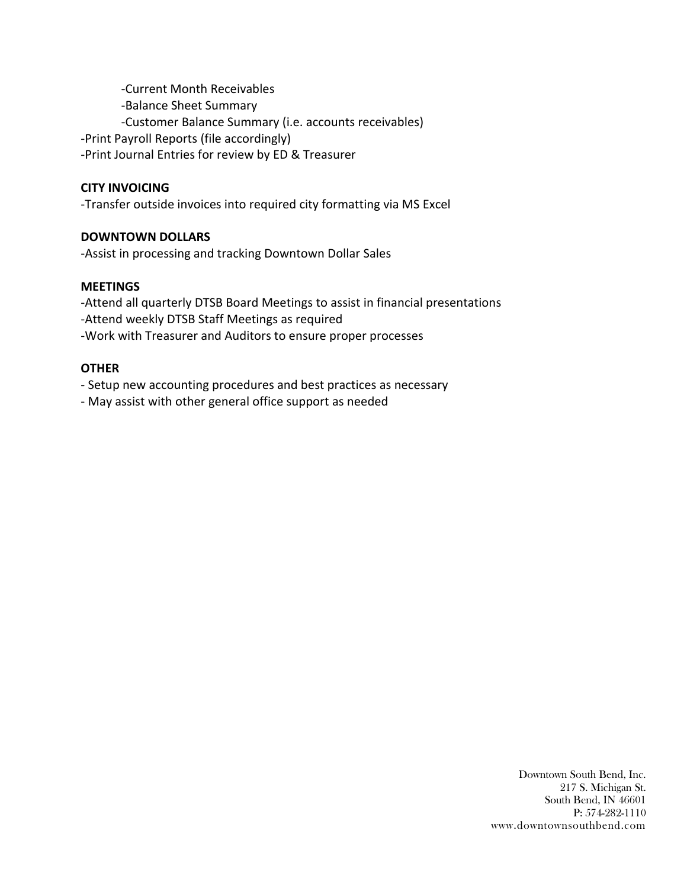-Current Month Receivables
-Balance Sheet Summary
-Customer Balance Summary (i.e. accounts receivables)

-Print Payroll Reports (file accordingly)
-Print Journal Entries for review by ED & Treasurer

**CITY INVOICING**
-Transfer outside invoices into required city formatting via MS Excel

**DOWNTOWN DOLLARS**
-Assist in processing and tracking Downtown Dollar Sales

**MEETINGS**
-Attend all quarterly DTSB Board Meetings to assist in financial presentations
-Attend weekly DTSB Staff Meetings as required
-Work with Treasurer and Auditors to ensure proper processes

**OTHER**
- Setup new accounting procedures and best practices as necessary
- May assist with other general office support as needed

Downtown South Bend, Inc.
217 S. Michigan St.
South Bend, IN 46601
P: 574-282-1110
www.downtownsouthbend.com